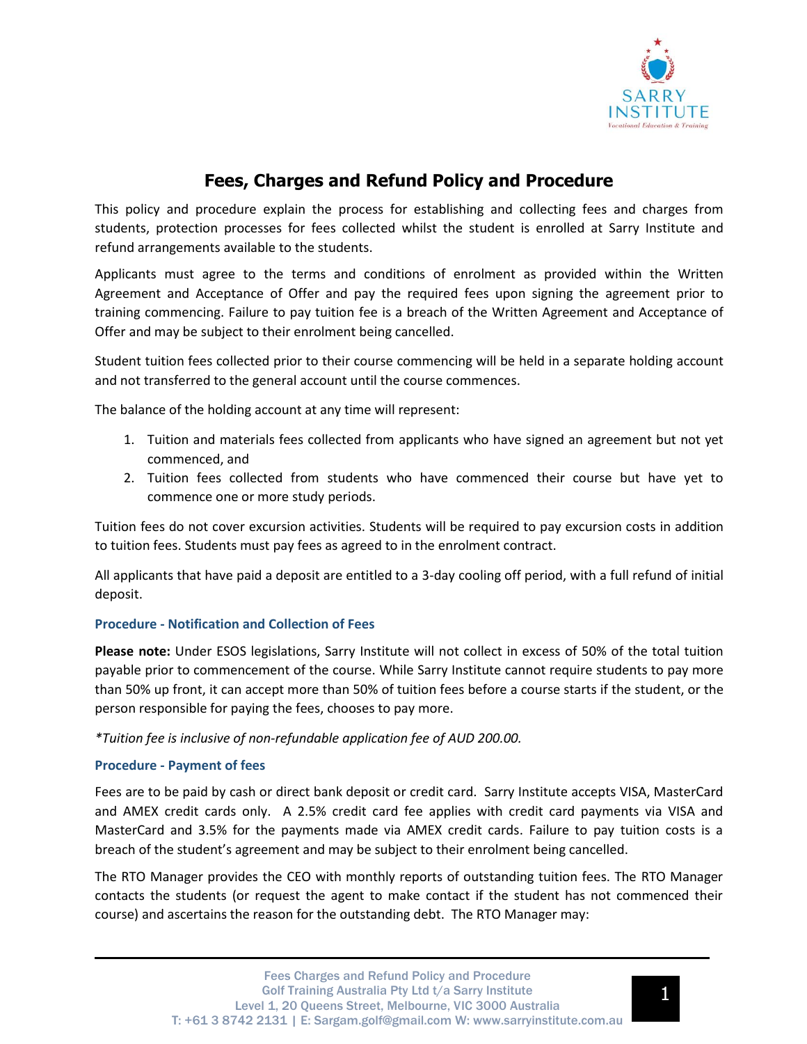# Fees, Charges and Refund Policy and Procedure

This policy and procedure explain the process for establishing and collecting fees and charges from students, protection processes for fees collected whilst the student is enrolled at Sarry Institute and refund arrangements available to the students.

Applicants must agree to the terms and conditions of enrolment as provided within the Written Agreement and Acceptance of Offer and pay the required fees upon signing the agreement prior to training commencing. Failure to pay tuition fee is a breach of the Written Agreement and Acceptance of Offer and may be subject to their enrolment being cancelled.

Student tuition fees collected prior to their course commencing will be held in a separate holding account and not transferred to the general account until the course commences.

The balance of the holding account at any time will represent:

1. Tuition and materials fees collected from applicants who have signed an agreement but not yet commenced, and
2. Tuition fees collected from students who have commenced their course but have yet to commence one or more study periods.

Tuition fees do not cover excursion activities. Students will be required to pay excursion costs in addition to tuition fees. Students must pay fees as agreed to in the enrolment contract.

All applicants that have paid a deposit are entitled to a 3-day cooling off period, with a full refund of initial deposit.

### Procedure - Notification and Collection of Fees

**Please note:** Under ESOS legislations, Sarry Institute will not collect in excess of 50% of the total tuition payable prior to commencement of the course. While Sarry Institute cannot require students to pay more than 50% up front, it can accept more than 50% of tuition fees before a course starts if the student, or the person responsible for paying the fees, chooses to pay more.

*\*Tuition fee is inclusive of non-refundable application fee of AUD 200.00.*

### Procedure - Payment of fees

Fees are to be paid by cash or direct bank deposit or credit card. Sarry Institute accepts VISA, MasterCard and AMEX credit cards only. A 2.5% credit card fee applies with credit card payments via VISA and MasterCard and 3.5% for the payments made via AMEX credit cards. Failure to pay tuition costs is a breach of the student's agreement and may be subject to their enrolment being cancelled.

The RTO Manager provides the CEO with monthly reports of outstanding tuition fees. The RTO Manager contacts the students (or request the agent to make contact if the student has not commenced their course) and ascertains the reason for the outstanding debt. The RTO Manager may: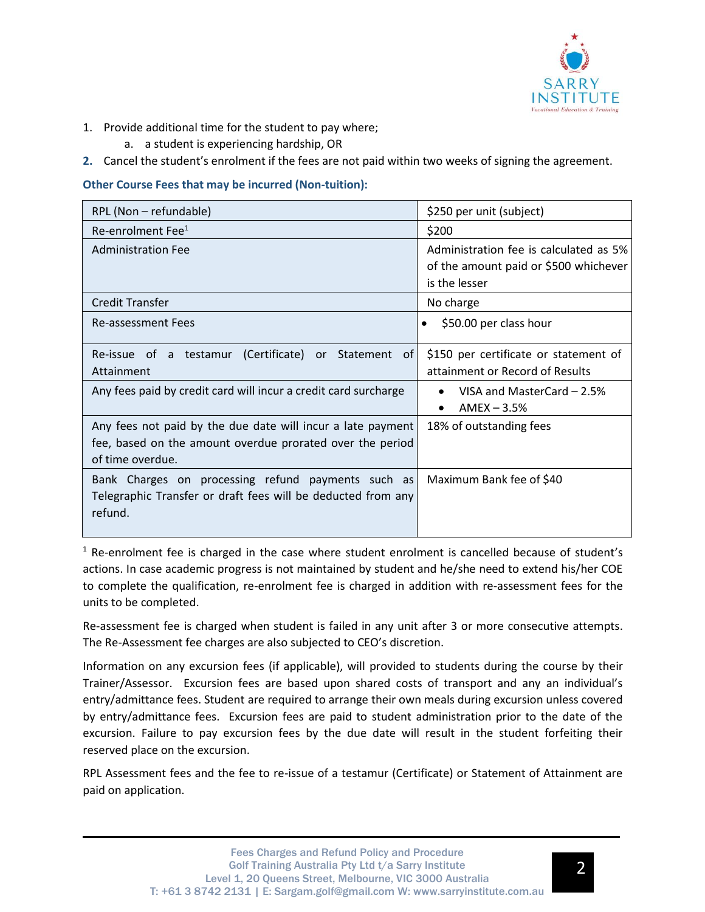1. Provide additional time for the student to pay where;
    a. a student is experiencing hardship, OR
2. Cancel the student's enrolment if the fees are not paid within two weeks of signing the agreement.

**Other Course Fees that may be incurred (Non-tuition):**

| | |
|---|---|
| RPL (Non – refundable) | $250 per unit (subject) |
| Re-enrolment Fee[1] | $200 |
| Administration Fee | Administration fee is calculated as 5% of the amount paid or $500 whichever is the lesser |
| Credit Transfer | No charge |
| Re-assessment Fees | • $50.00 per class hour |
| Re-issue of a testamur (Certificate) or Statement of Attainment | $150 per certificate or statement of attainment or Record of Results |
| Any fees paid by credit card will incur a credit card surcharge | • VISA and MasterCard – 2.5% <br> • AMEX – 3.5% |
| Any fees not paid by the due date will incur a late payment fee, based on the amount overdue prorated over the period of time overdue. | 18% of outstanding fees |
| Bank Charges on processing refund payments such as Telegraphic Transfer or draft fees will be deducted from any refund. | Maximum Bank fee of $40 |

[1] Re-enrolment fee is charged in the case where student enrolment is cancelled because of student's actions. In case academic progress is not maintained by student and he/she need to extend his/her COE to complete the qualification, re-enrolment fee is charged in addition with re-assessment fees for the units to be completed.

Re-assessment fee is charged when student is failed in any unit after 3 or more consecutive attempts. The Re-Assessment fee charges are also subjected to CEO's discretion.

Information on any excursion fees (if applicable), will provided to students during the course by their Trainer/Assessor. Excursion fees are based upon shared costs of transport and any an individual's entry/admittance fees. Student are required to arrange their own meals during excursion unless covered by entry/admittance fees. Excursion fees are paid to student administration prior to the date of the excursion. Failure to pay excursion fees by the due date will result in the student forfeiting their reserved place on the excursion.

RPL Assessment fees and the fee to re-issue of a testamur (Certificate) or Statement of Attainment are paid on application.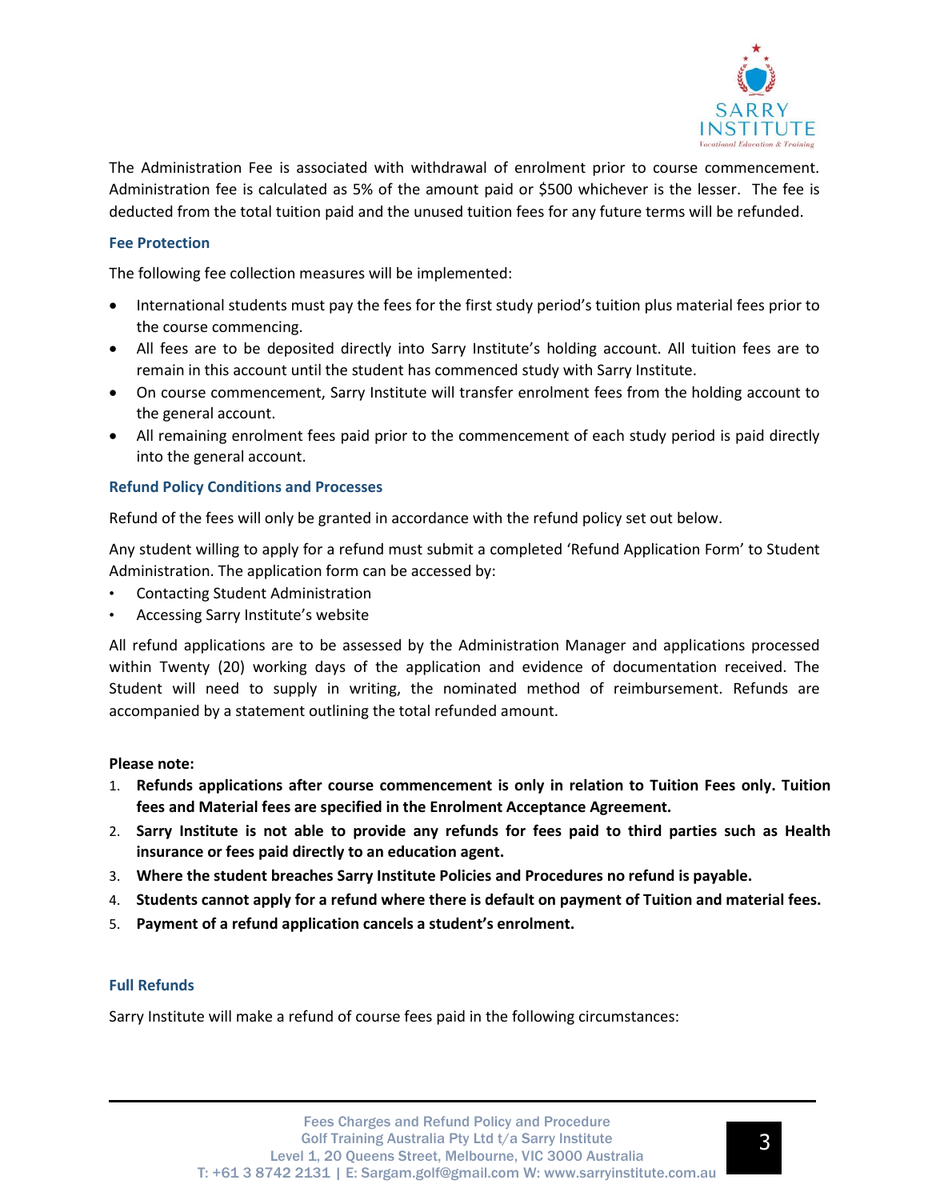The Administration Fee is associated with withdrawal of enrolment prior to course commencement. Administration fee is calculated as 5% of the amount paid or $500 whichever is the lesser. The fee is deducted from the total tuition paid and the unused tuition fees for any future terms will be refunded.

### Fee Protection

The following fee collection measures will be implemented:

- International students must pay the fees for the first study period's tuition plus material fees prior to the course commencing.
- All fees are to be deposited directly into Sarry Institute's holding account. All tuition fees are to remain in this account until the student has commenced study with Sarry Institute.
- On course commencement, Sarry Institute will transfer enrolment fees from the holding account to the general account.
- All remaining enrolment fees paid prior to the commencement of each study period is paid directly into the general account.

### Refund Policy Conditions and Processes

Refund of the fees will only be granted in accordance with the refund policy set out below.

Any student willing to apply for a refund must submit a completed 'Refund Application Form' to Student Administration. The application form can be accessed by:

- Contacting Student Administration
- Accessing Sarry Institute's website

All refund applications are to be assessed by the Administration Manager and applications processed within Twenty (20) working days of the application and evidence of documentation received. The Student will need to supply in writing, the nominated method of reimbursement. Refunds are accompanied by a statement outlining the total refunded amount.

**Please note:**

1. **Refunds applications after course commencement is only in relation to Tuition Fees only. Tuition fees and Material fees are specified in the Enrolment Acceptance Agreement.**
2. **Sarry Institute is not able to provide any refunds for fees paid to third parties such as Health insurance or fees paid directly to an education agent.**
3. **Where the student breaches Sarry Institute Policies and Procedures no refund is payable.**
4. **Students cannot apply for a refund where there is default on payment of Tuition and material fees.**
5. **Payment of a refund application cancels a student's enrolment.**

### Full Refunds

Sarry Institute will make a refund of course fees paid in the following circumstances: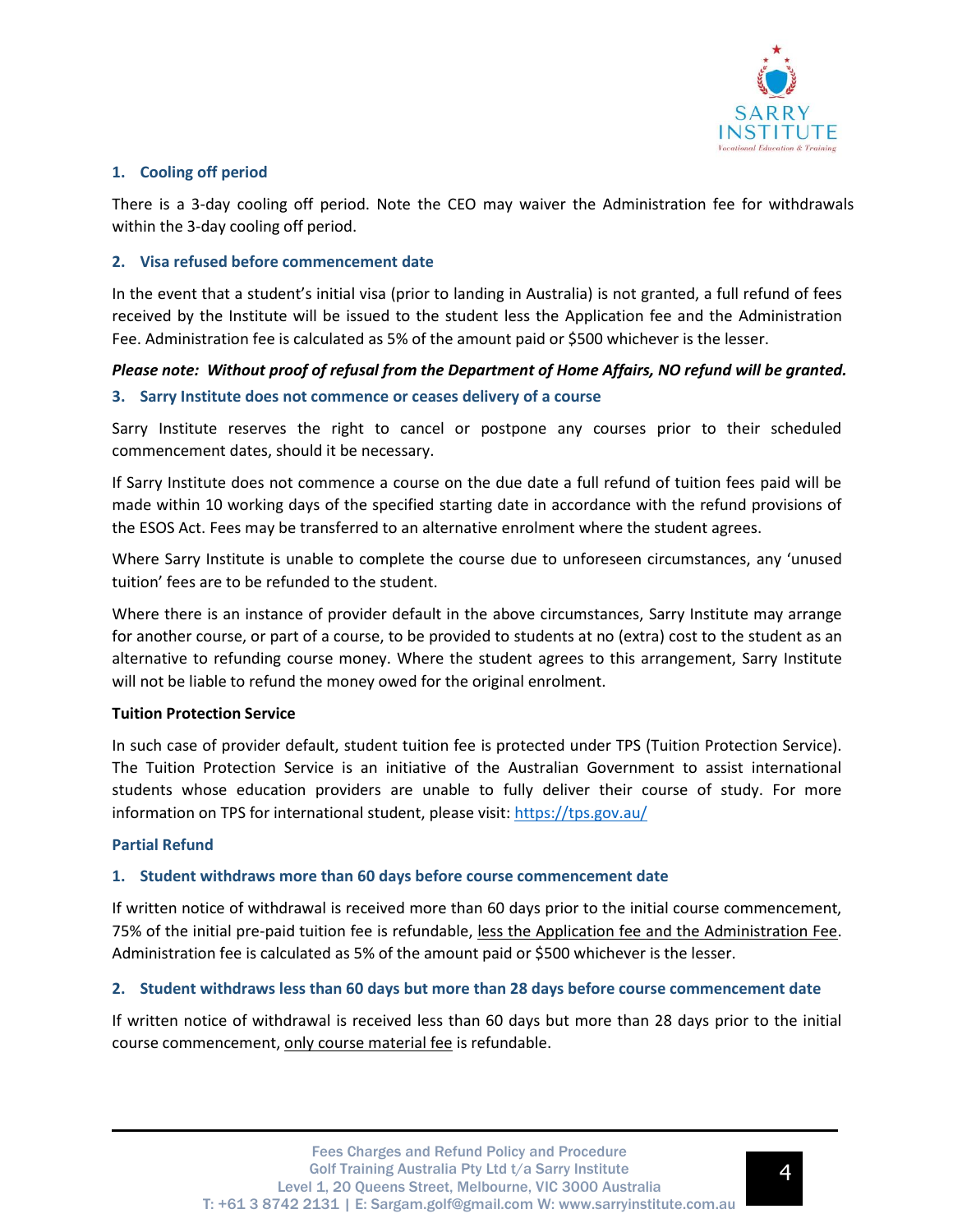### 1. Cooling off period

There is a 3-day cooling off period. Note the CEO may waiver the Administration fee for withdrawals within the 3-day cooling off period.

### 2. Visa refused before commencement date

In the event that a student's initial visa (prior to landing in Australia) is not granted, a full refund of fees received by the Institute will be issued to the student less the Application fee and the Administration Fee. Administration fee is calculated as 5% of the amount paid or $500 whichever is the lesser.

***Please note: Without proof of refusal from the Department of Home Affairs, NO refund will be granted.***

### 3. Sarry Institute does not commence or ceases delivery of a course

Sarry Institute reserves the right to cancel or postpone any courses prior to their scheduled commencement dates, should it be necessary.

If Sarry Institute does not commence a course on the due date a full refund of tuition fees paid will be made within 10 working days of the specified starting date in accordance with the refund provisions of the ESOS Act. Fees may be transferred to an alternative enrolment where the student agrees.

Where Sarry Institute is unable to complete the course due to unforeseen circumstances, any 'unused tuition' fees are to be refunded to the student.

Where there is an instance of provider default in the above circumstances, Sarry Institute may arrange for another course, or part of a course, to be provided to students at no (extra) cost to the student as an alternative to refunding course money. Where the student agrees to this arrangement, Sarry Institute will not be liable to refund the money owed for the original enrolment.

**Tuition Protection Service**

In such case of provider default, student tuition fee is protected under TPS (Tuition Protection Service). The Tuition Protection Service is an initiative of the Australian Government to assist international students whose education providers are unable to fully deliver their course of study. For more information on TPS for international student, please visit: https://tps.gov.au/

## Partial Refund

### 1. Student withdraws more than 60 days before course commencement date

If written notice of withdrawal is received more than 60 days prior to the initial course commencement, 75% of the initial pre-paid tuition fee is refundable, less the Application fee and the Administration Fee. Administration fee is calculated as 5% of the amount paid or $500 whichever is the lesser.

### 2. Student withdraws less than 60 days but more than 28 days before course commencement date

If written notice of withdrawal is received less than 60 days but more than 28 days prior to the initial course commencement, only course material fee is refundable.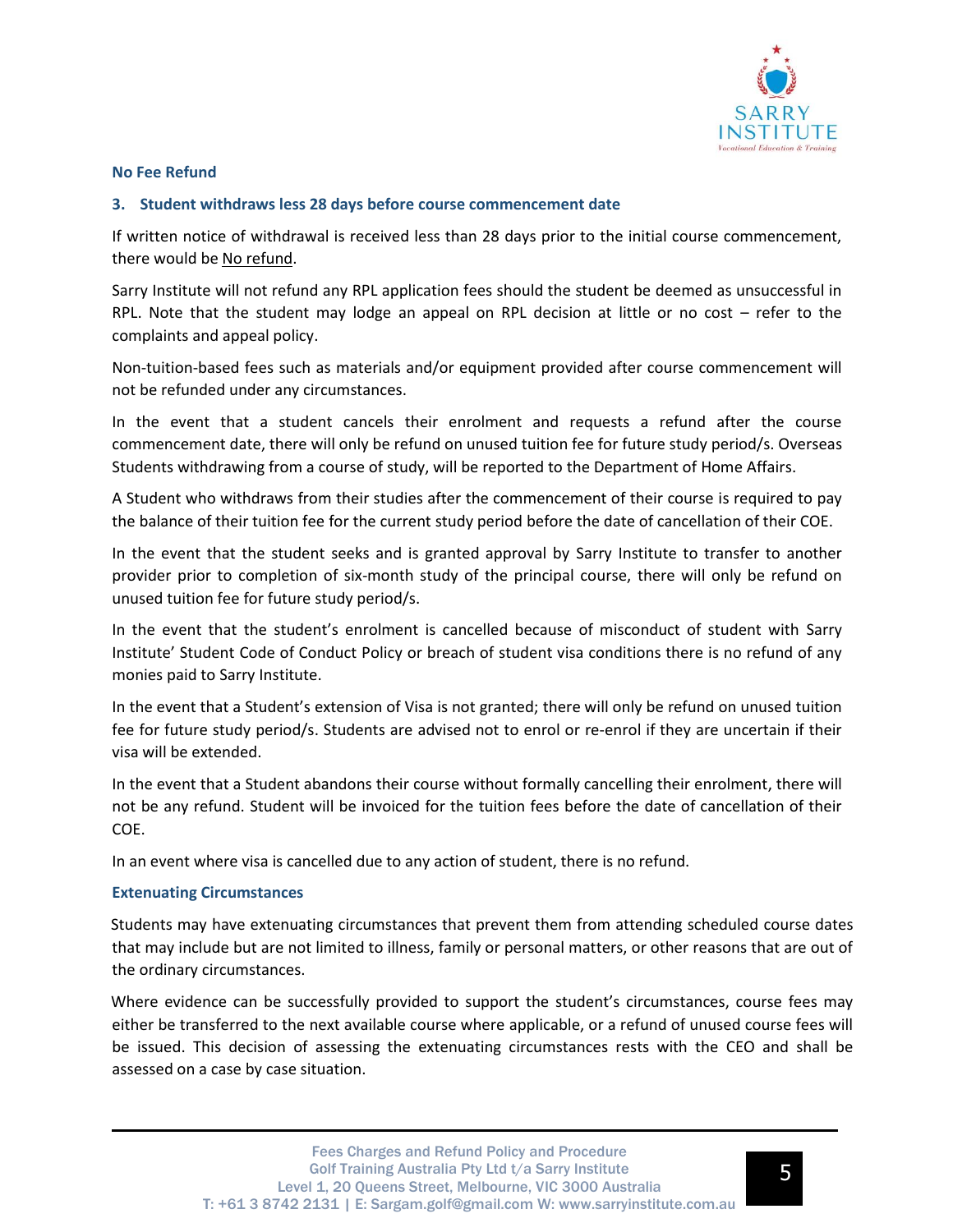### No Fee Refund

#### 3. Student withdraws less 28 days before course commencement date

If written notice of withdrawal is received less than 28 days prior to the initial course commencement, there would be No refund.

Sarry Institute will not refund any RPL application fees should the student be deemed as unsuccessful in RPL. Note that the student may lodge an appeal on RPL decision at little or no cost – refer to the complaints and appeal policy.

Non-tuition-based fees such as materials and/or equipment provided after course commencement will not be refunded under any circumstances.

In the event that a student cancels their enrolment and requests a refund after the course commencement date, there will only be refund on unused tuition fee for future study period/s. Overseas Students withdrawing from a course of study, will be reported to the Department of Home Affairs.

A Student who withdraws from their studies after the commencement of their course is required to pay the balance of their tuition fee for the current study period before the date of cancellation of their COE.

In the event that the student seeks and is granted approval by Sarry Institute to transfer to another provider prior to completion of six-month study of the principal course, there will only be refund on unused tuition fee for future study period/s.

In the event that the student's enrolment is cancelled because of misconduct of student with Sarry Institute' Student Code of Conduct Policy or breach of student visa conditions there is no refund of any monies paid to Sarry Institute.

In the event that a Student's extension of Visa is not granted; there will only be refund on unused tuition fee for future study period/s. Students are advised not to enrol or re-enrol if they are uncertain if their visa will be extended.

In the event that a Student abandons their course without formally cancelling their enrolment, there will not be any refund. Student will be invoiced for the tuition fees before the date of cancellation of their COE.

In an event where visa is cancelled due to any action of student, there is no refund.

### Extenuating Circumstances

Students may have extenuating circumstances that prevent them from attending scheduled course dates that may include but are not limited to illness, family or personal matters, or other reasons that are out of the ordinary circumstances.

Where evidence can be successfully provided to support the student's circumstances, course fees may either be transferred to the next available course where applicable, or a refund of unused course fees will be issued. This decision of assessing the extenuating circumstances rests with the CEO and shall be assessed on a case by case situation.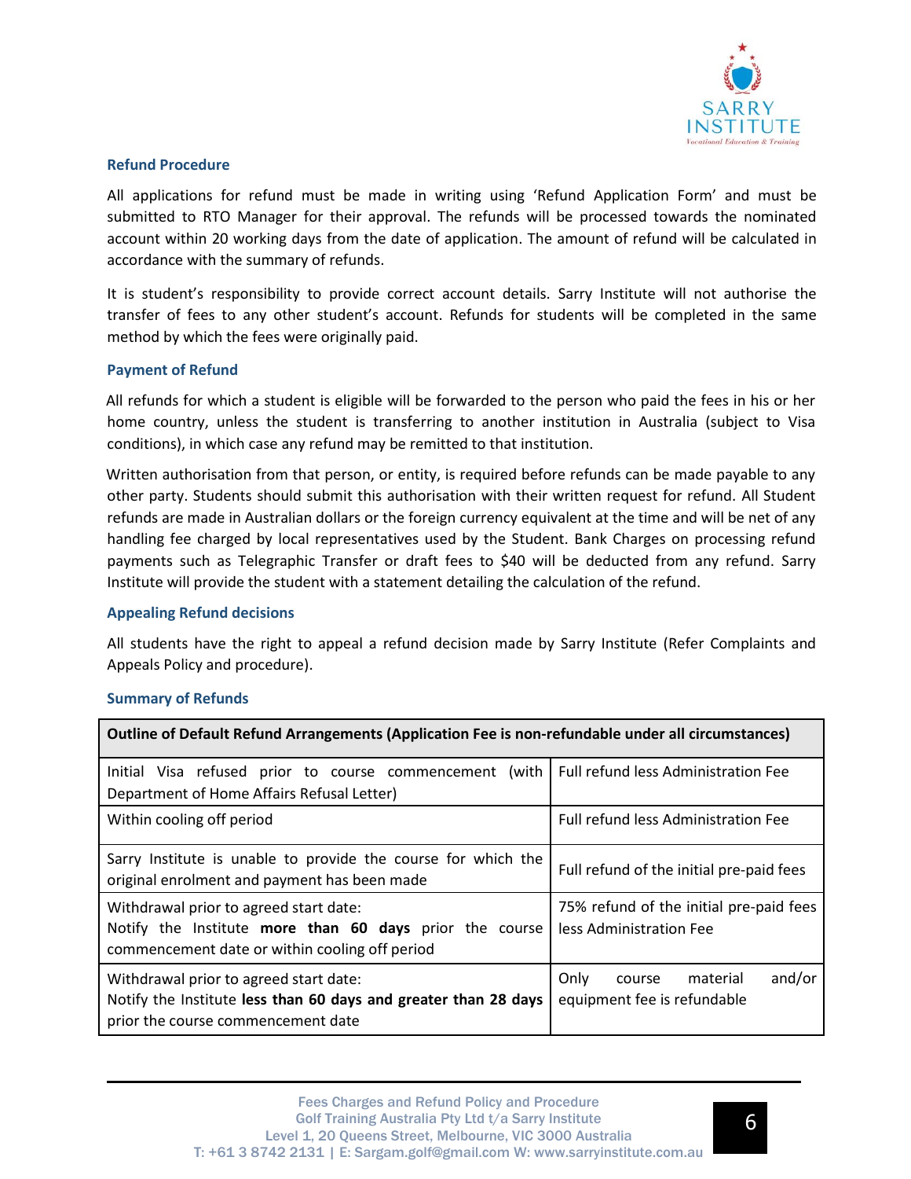### Refund Procedure

All applications for refund must be made in writing using 'Refund Application Form' and must be submitted to RTO Manager for their approval. The refunds will be processed towards the nominated account within 20 working days from the date of application. The amount of refund will be calculated in accordance with the summary of refunds.

It is student's responsibility to provide correct account details. Sarry Institute will not authorise the transfer of fees to any other student's account. Refunds for students will be completed in the same method by which the fees were originally paid.

### Payment of Refund

All refunds for which a student is eligible will be forwarded to the person who paid the fees in his or her home country, unless the student is transferring to another institution in Australia (subject to Visa conditions), in which case any refund may be remitted to that institution.

Written authorisation from that person, or entity, is required before refunds can be made payable to any other party. Students should submit this authorisation with their written request for refund. All Student refunds are made in Australian dollars or the foreign currency equivalent at the time and will be net of any handling fee charged by local representatives used by the Student. Bank Charges on processing refund payments such as Telegraphic Transfer or draft fees to $40 will be deducted from any refund. Sarry Institute will provide the student with a statement detailing the calculation of the refund.

### Appealing Refund decisions

All students have the right to appeal a refund decision made by Sarry Institute (Refer Complaints and Appeals Policy and procedure).

### Summary of Refunds

| **Outline of Default Refund Arrangements (Application Fee is non-refundable under all circumstances)** | |
|---|---|
| Initial Visa refused prior to course commencement (with Department of Home Affairs Refusal Letter) | Full refund less Administration Fee |
| Within cooling off period | Full refund less Administration Fee |
| Sarry Institute is unable to provide the course for which the original enrolment and payment has been made | Full refund of the initial pre-paid fees |
| Withdrawal prior to agreed start date: Notify the Institute **more than 60 days** prior the course commencement date or within cooling off period | 75% refund of the initial pre-paid fees less Administration Fee |
| Withdrawal prior to agreed start date: Notify the Institute **less than 60 days and greater than 28 days** prior the course commencement date | Only course material and/or equipment fee is refundable |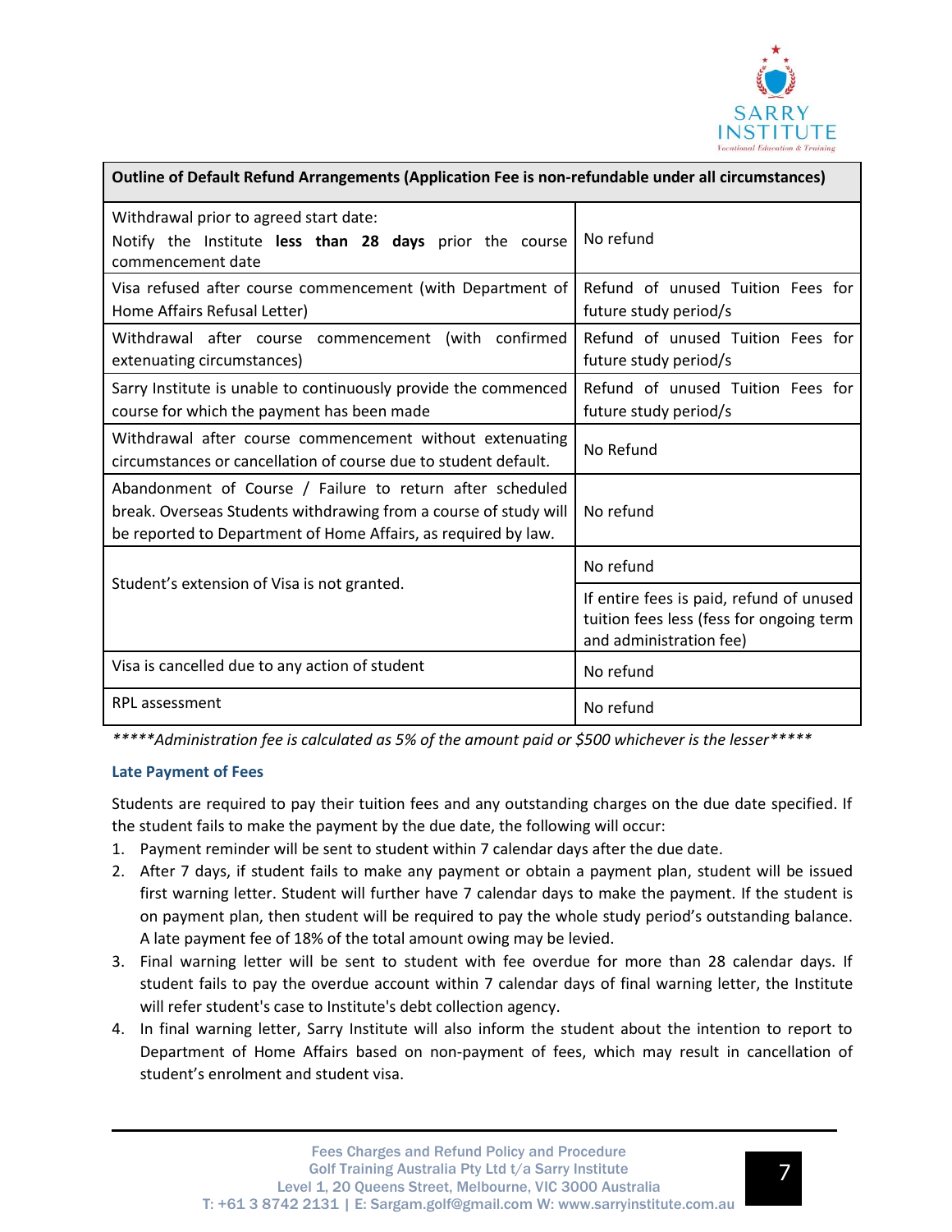| Outline of Default Refund Arrangements (Application Fee is non-refundable under all circumstances) | |
|---|---|
| Withdrawal prior to agreed start date:<br>Notify the Institute **less than 28 days** prior the course commencement date | No refund |
| Visa refused after course commencement (with Department of Home Affairs Refusal Letter) | Refund of unused Tuition Fees for future study period/s |
| Withdrawal after course commencement (with confirmed extenuating circumstances) | Refund of unused Tuition Fees for future study period/s |
| Sarry Institute is unable to continuously provide the commenced course for which the payment has been made | Refund of unused Tuition Fees for future study period/s |
| Withdrawal after course commencement without extenuating circumstances or cancellation of course due to student default. | No Refund |
| Abandonment of Course / Failure to return after scheduled break. Overseas Students withdrawing from a course of study will be reported to Department of Home Affairs, as required by law. | No refund |
| Student's extension of Visa is not granted. | No refund |
| | If entire fees is paid, refund of unused tuition fees less (fess for ongoing term and administration fee) |
| Visa is cancelled due to any action of student | No refund |
| RPL assessment | No refund |

*\*\*\*\*\*Administration fee is calculated as 5% of the amount paid or $500 whichever is the lesser\*\*\*\*\**

### Late Payment of Fees

Students are required to pay their tuition fees and any outstanding charges on the due date specified. If the student fails to make the payment by the due date, the following will occur:

1. Payment reminder will be sent to student within 7 calendar days after the due date.
2. After 7 days, if student fails to make any payment or obtain a payment plan, student will be issued first warning letter. Student will further have 7 calendar days to make the payment. If the student is on payment plan, then student will be required to pay the whole study period's outstanding balance. A late payment fee of 18% of the total amount owing may be levied.
3. Final warning letter will be sent to student with fee overdue for more than 28 calendar days. If student fails to pay the overdue account within 7 calendar days of final warning letter, the Institute will refer student's case to Institute's debt collection agency.
4. In final warning letter, Sarry Institute will also inform the student about the intention to report to Department of Home Affairs based on non-payment of fees, which may result in cancellation of student's enrolment and student visa.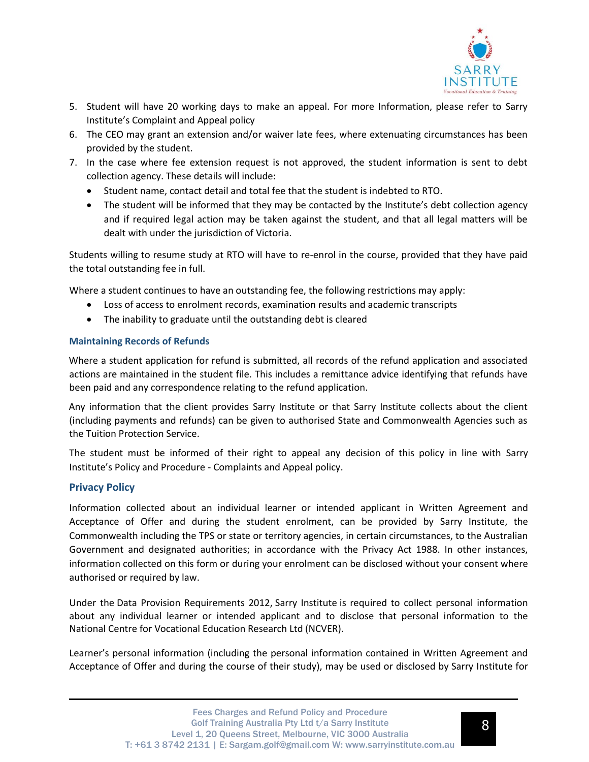5. Student will have 20 working days to make an appeal. For more Information, please refer to Sarry Institute's Complaint and Appeal policy
6. The CEO may grant an extension and/or waiver late fees, where extenuating circumstances has been provided by the student.
7. In the case where fee extension request is not approved, the student information is sent to debt collection agency. These details will include:
   - Student name, contact detail and total fee that the student is indebted to RTO.
   - The student will be informed that they may be contacted by the Institute's debt collection agency and if required legal action may be taken against the student, and that all legal matters will be dealt with under the jurisdiction of Victoria.

Students willing to resume study at RTO will have to re-enrol in the course, provided that they have paid the total outstanding fee in full.

Where a student continues to have an outstanding fee, the following restrictions may apply:

- Loss of access to enrolment records, examination results and academic transcripts
- The inability to graduate until the outstanding debt is cleared

### Maintaining Records of Refunds

Where a student application for refund is submitted, all records of the refund application and associated actions are maintained in the student file. This includes a remittance advice identifying that refunds have been paid and any correspondence relating to the refund application.

Any information that the client provides Sarry Institute or that Sarry Institute collects about the client (including payments and refunds) can be given to authorised State and Commonwealth Agencies such as the Tuition Protection Service.

The student must be informed of their right to appeal any decision of this policy in line with Sarry Institute's Policy and Procedure - Complaints and Appeal policy.

## Privacy Policy

Information collected about an individual learner or intended applicant in Written Agreement and Acceptance of Offer and during the student enrolment, can be provided by Sarry Institute, the Commonwealth including the TPS or state or territory agencies, in certain circumstances, to the Australian Government and designated authorities; in accordance with the Privacy Act 1988. In other instances, information collected on this form or during your enrolment can be disclosed without your consent where authorised or required by law.

Under the Data Provision Requirements 2012, Sarry Institute is required to collect personal information about any individual learner or intended applicant and to disclose that personal information to the National Centre for Vocational Education Research Ltd (NCVER).

Learner's personal information (including the personal information contained in Written Agreement and Acceptance of Offer and during the course of their study), may be used or disclosed by Sarry Institute for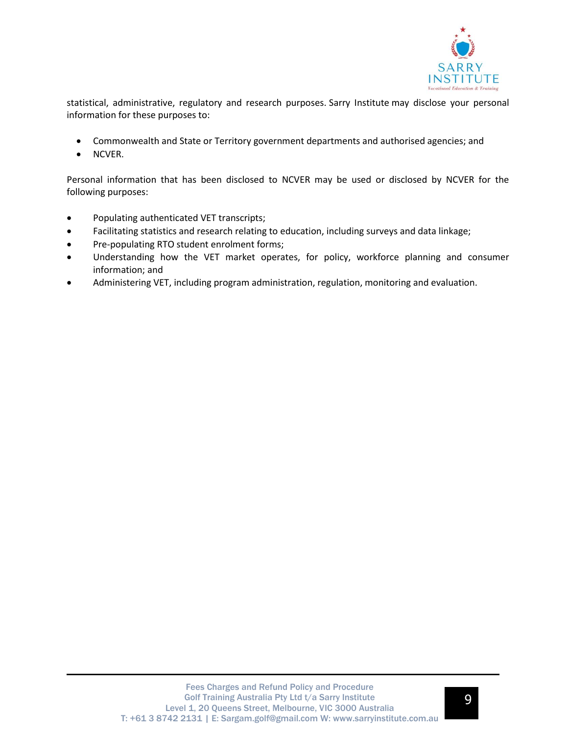statistical, administrative, regulatory and research purposes. Sarry Institute may disclose your personal information for these purposes to:

- Commonwealth and State or Territory government departments and authorised agencies; and
- NCVER.

Personal information that has been disclosed to NCVER may be used or disclosed by NCVER for the following purposes:

- Populating authenticated VET transcripts;
- Facilitating statistics and research relating to education, including surveys and data linkage;
- Pre-populating RTO student enrolment forms;
- Understanding how the VET market operates, for policy, workforce planning and consumer information; and
- Administering VET, including program administration, regulation, monitoring and evaluation.